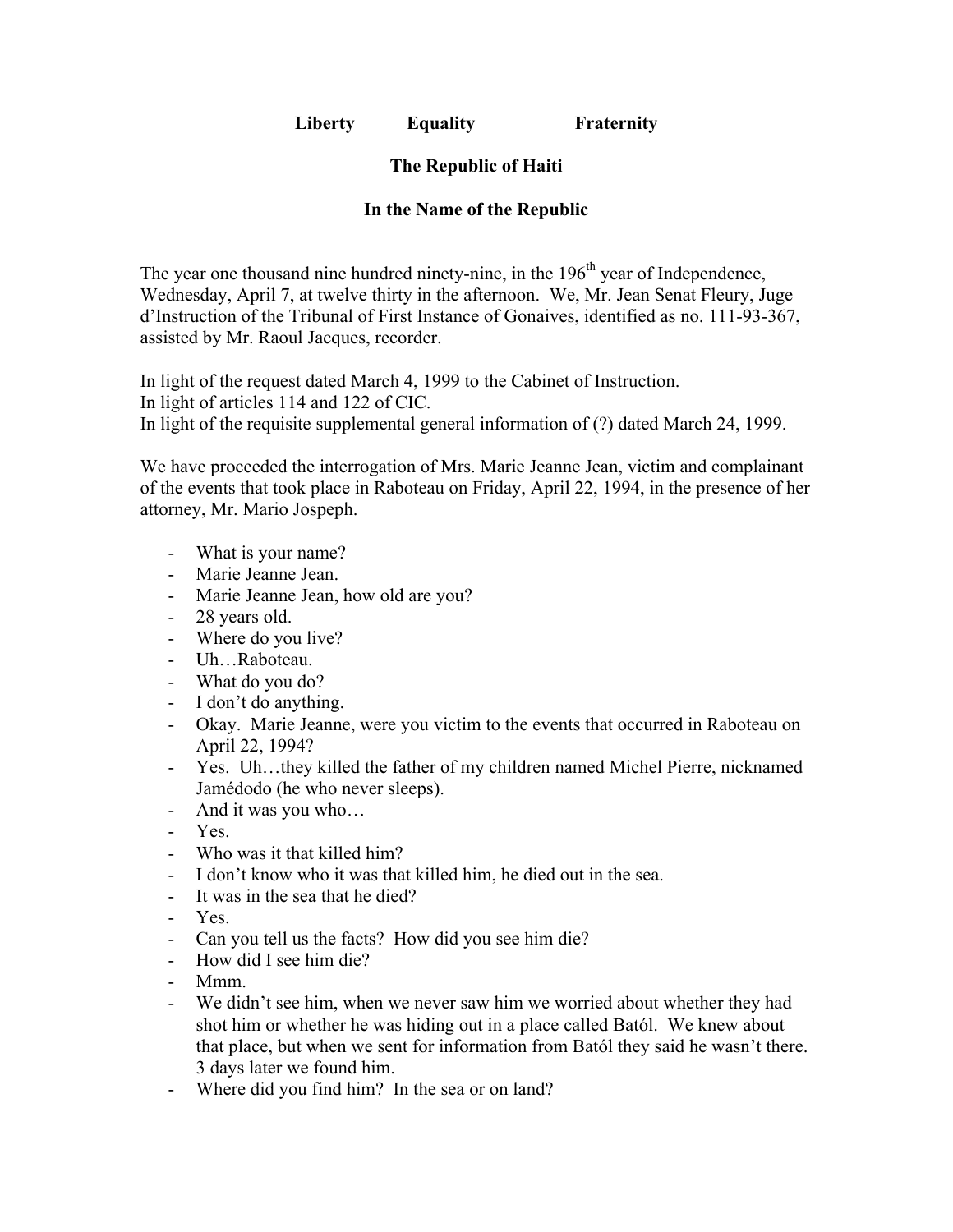**Liberty Equality Fraternity**

**The Republic of Haiti**

**In the Name of the Republic**

The year one thousand nine hundred ninety-nine, in the 196th year of Independence, Wednesday, April 7, at twelve thirty in the afternoon. We, Mr. Jean Senat Fleury, Juge d'Instruction of the Tribunal of First Instance of Gonaives, identified as no. 111-93-367, assisted by Mr. Raoul Jacques, recorder.

In light of the request dated March 4, 1999 to the Cabinet of Instruction.
In light of articles 114 and 122 of CIC.
In light of the requisite supplemental general information of (?) dated March 24, 1999.

We have proceeded the interrogation of Mrs. Marie Jeanne Jean, victim and complainant of the events that took place in Raboteau on Friday, April 22, 1994, in the presence of her attorney, Mr. Mario Jospeph.

- What is your name?
- Marie Jeanne Jean.
- Marie Jeanne Jean, how old are you?
- 28 years old.
- Where do you live?
- Uh…Raboteau.
- What do you do?
- I don't do anything.
- Okay. Marie Jeanne, were you victim to the events that occurred in Raboteau on April 22, 1994?
- Yes. Uh…they killed the father of my children named Michel Pierre, nicknamed Jamédodo (he who never sleeps).
- And it was you who…
- Yes.
- Who was it that killed him?
- I don't know who it was that killed him, he died out in the sea.
- It was in the sea that he died?
- Yes.
- Can you tell us the facts? How did you see him die?
- How did I see him die?
- Mmm.
- We didn't see him, when we never saw him we worried about whether they had shot him or whether he was hiding out in a place called Batól. We knew about that place, but when we sent for information from Batól they said he wasn't there. 3 days later we found him.
- Where did you find him? In the sea or on land?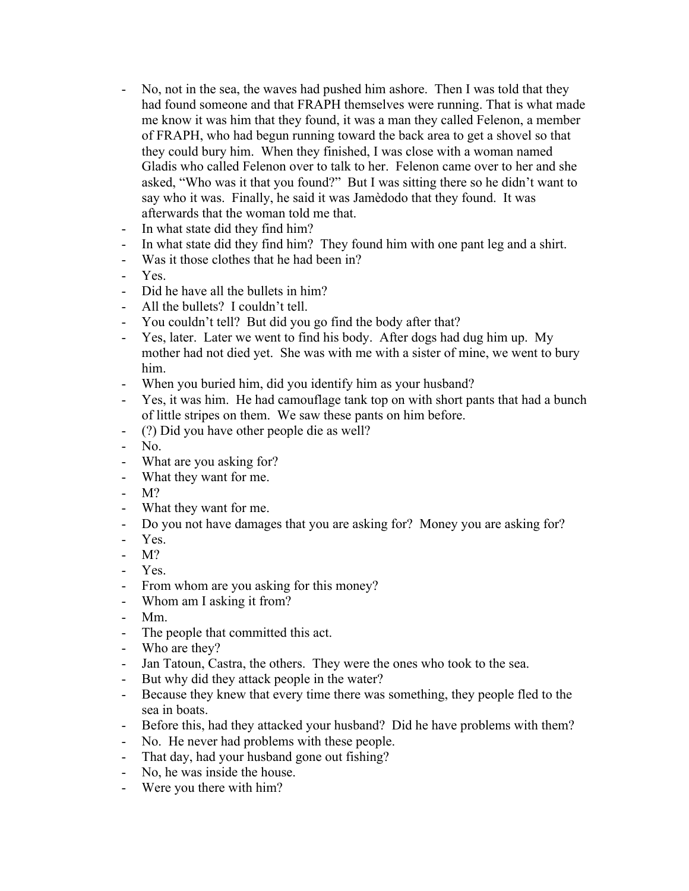- No, not in the sea, the waves had pushed him ashore. Then I was told that they had found someone and that FRAPH themselves were running. That is what made me know it was him that they found, it was a man they called Felenon, a member of FRAPH, who had begun running toward the back area to get a shovel so that they could bury him. When they finished, I was close with a woman named Gladis who called Felenon over to talk to her. Felenon came over to her and she asked, "Who was it that you found?" But I was sitting there so he didn't want to say who it was. Finally, he said it was Jamèdodo that they found. It was afterwards that the woman told me that.
- In what state did they find him?
- In what state did they find him? They found him with one pant leg and a shirt.
- Was it those clothes that he had been in?
- Yes.
- Did he have all the bullets in him?
- All the bullets? I couldn't tell.
- You couldn't tell? But did you go find the body after that?
- Yes, later. Later we went to find his body. After dogs had dug him up. My mother had not died yet. She was with me with a sister of mine, we went to bury him.
- When you buried him, did you identify him as your husband?
- Yes, it was him. He had camouflage tank top on with short pants that had a bunch of little stripes on them. We saw these pants on him before.
- (?) Did you have other people die as well?
- No.
- What are you asking for?
- What they want for me.
- M?
- What they want for me.
- Do you not have damages that you are asking for? Money you are asking for?
- Yes.
- M?
- Yes.
- From whom are you asking for this money?
- Whom am I asking it from?
- Mm.
- The people that committed this act.
- Who are they?
- Jan Tatoun, Castra, the others. They were the ones who took to the sea.
- But why did they attack people in the water?
- Because they knew that every time there was something, they people fled to the sea in boats.
- Before this, had they attacked your husband? Did he have problems with them?
- No. He never had problems with these people.
- That day, had your husband gone out fishing?
- No, he was inside the house.
- Were you there with him?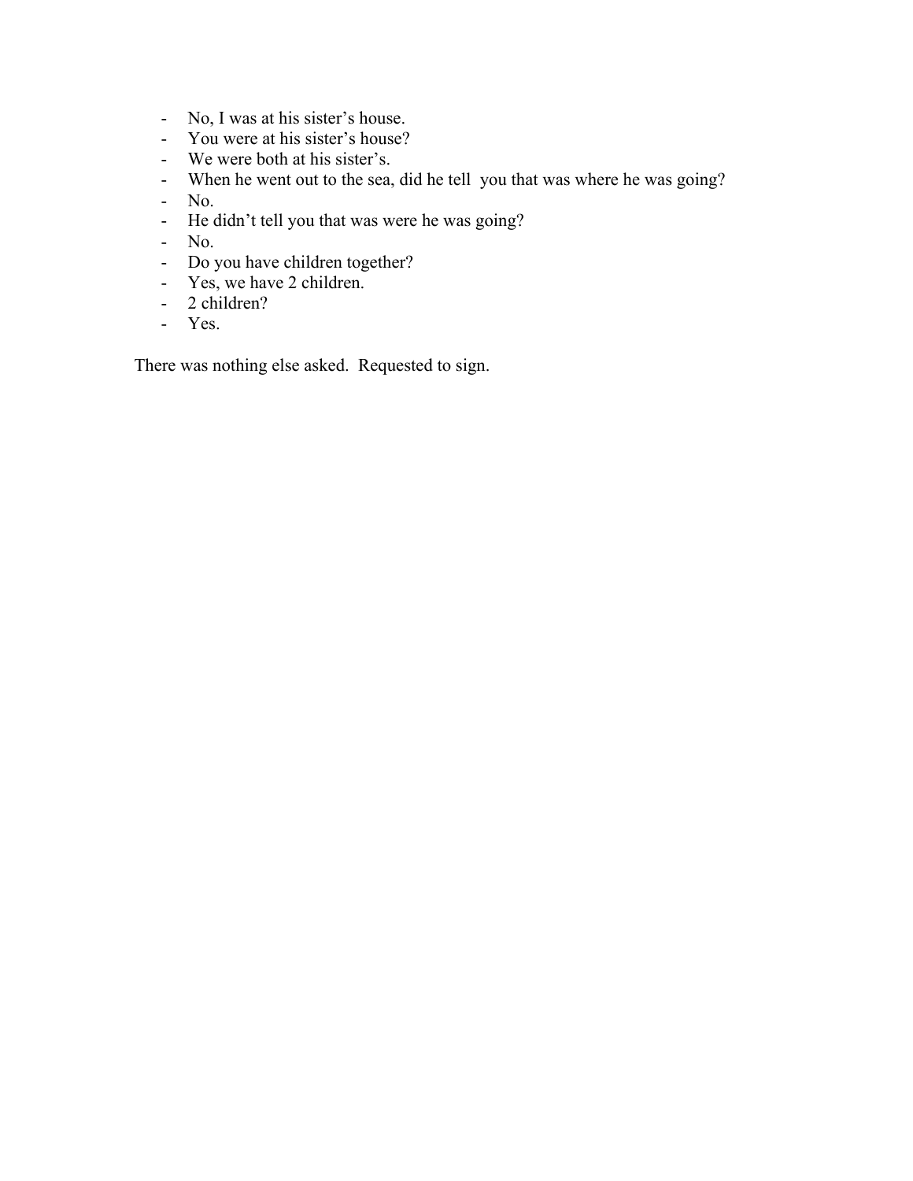- No, I was at his sister's house.
- You were at his sister's house?
- We were both at his sister's.
- When he went out to the sea, did he tell  you that was where he was going?
- No.
- He didn't tell you that was were he was going?
- No.
- Do you have children together?
- Yes, we have 2 children.
- 2 children?
- Yes.

There was nothing else asked.  Requested to sign.